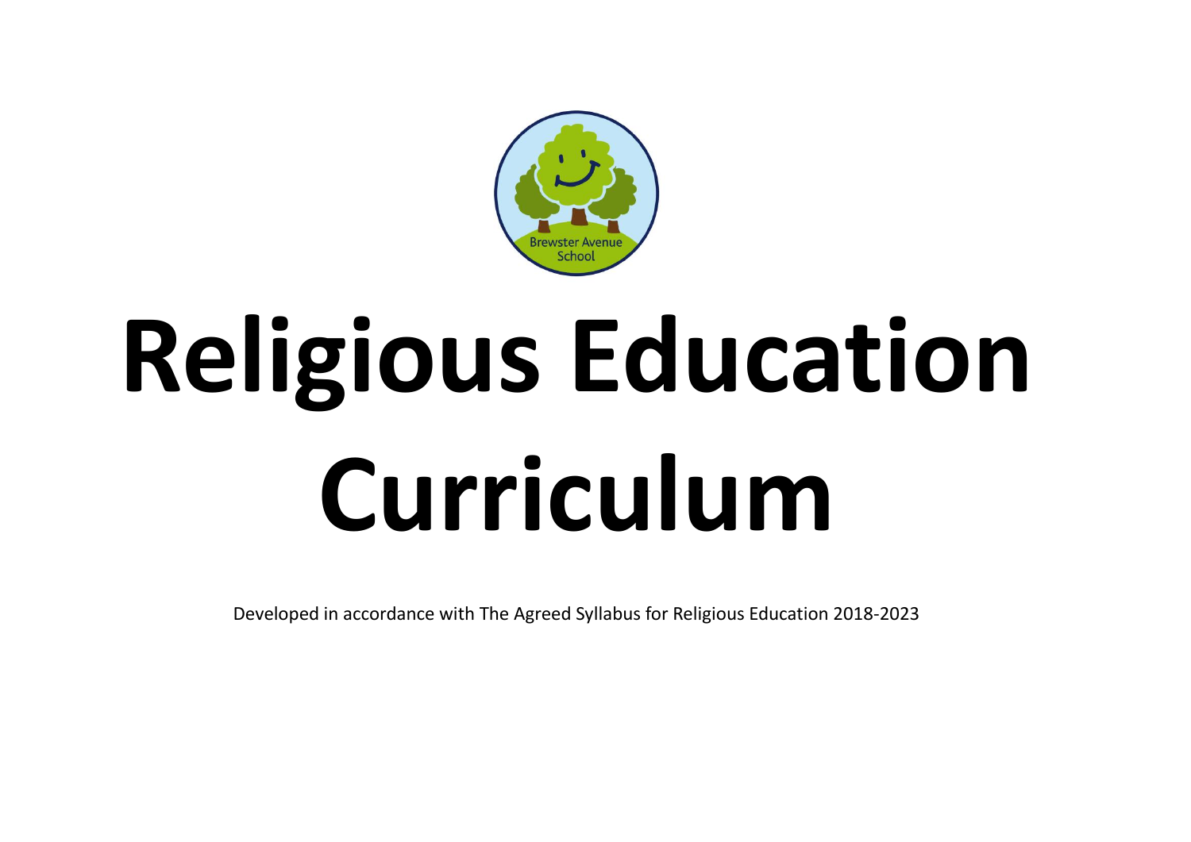# Religious Education Curriculum

Developed in accordance with The Agreed Syllabus for Religious Education 2018-2023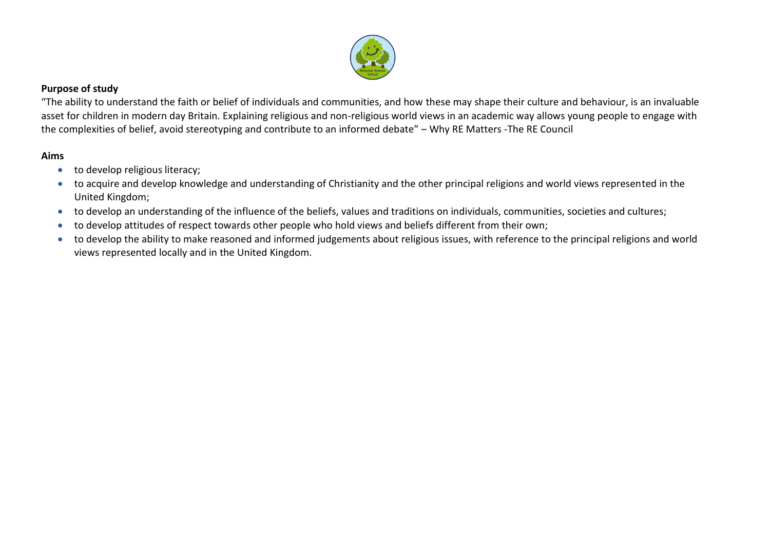**Purpose of study**

"The ability to understand the faith or belief of individuals and communities, and how these may shape their culture and behaviour, is an invaluable asset for children in modern day Britain. Explaining religious and non-religious world views in an academic way allows young people to engage with the complexities of belief, avoid stereotyping and contribute to an informed debate" – Why RE Matters -The RE Council

**Aims**

- to develop religious literacy;
- to acquire and develop knowledge and understanding of Christianity and the other principal religions and world views represented in the United Kingdom;
- to develop an understanding of the influence of the beliefs, values and traditions on individuals, communities, societies and cultures;
- to develop attitudes of respect towards other people who hold views and beliefs different from their own;
- to develop the ability to make reasoned and informed judgements about religious issues, with reference to the principal religions and world views represented locally and in the United Kingdom.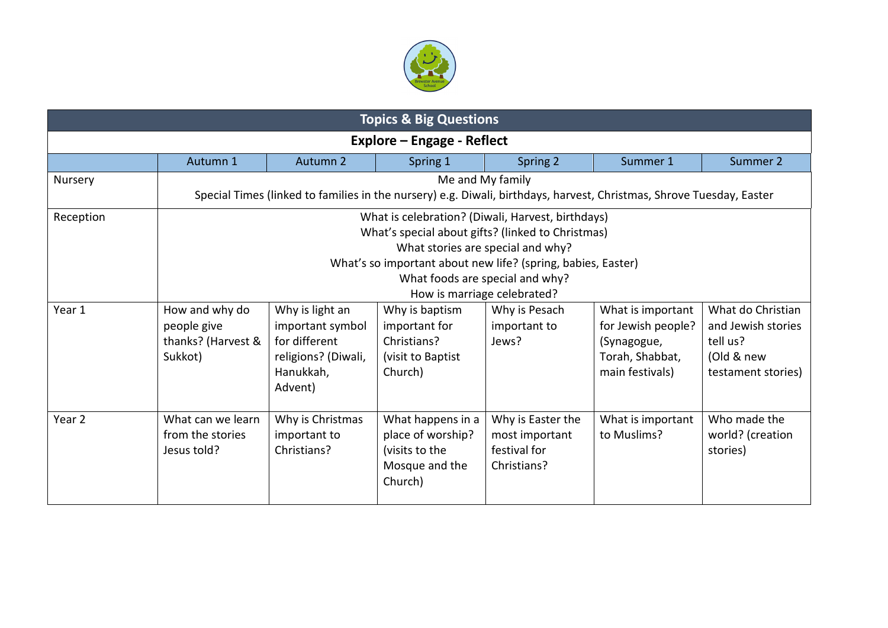## Topics & Big Questions

**Explore – Engage - Reflect**

| | Autumn 1 | Autumn 2 | Spring 1 | Spring 2 | Summer 1 | Summer 2 |
|---|---|---|---|---|---|---|
| Nursery | Me and My family<br>Special Times (linked to families in the nursery) e.g. Diwali, birthdays, harvest, Christmas, Shrove Tuesday, Easter | | | | | |
| Reception | What is celebration? (Diwali, Harvest, birthdays)<br>What's special about gifts? (linked to Christmas)<br>What stories are special and why?<br>What's so important about new life? (spring, babies, Easter)<br>What foods are special and why?<br>How is marriage celebrated? | | | | | |
| Year 1 | How and why do people give thanks? (Harvest & Sukkot) | Why is light an important symbol for different religions? (Diwali, Hanukkah, Advent) | Why is baptism important for Christians? (visit to Baptist Church) | Why is Pesach important to Jews? | What is important for Jewish people? (Synagogue, Torah, Shabbat, main festivals) | What do Christian and Jewish stories tell us? (Old & new testament stories) |
| Year 2 | What can we learn from the stories Jesus told? | Why is Christmas important to Christians? | What happens in a place of worship? (visits to the Mosque and the Church) | Why is Easter the most important festival for Christians? | What is important to Muslims? | Who made the world? (creation stories) |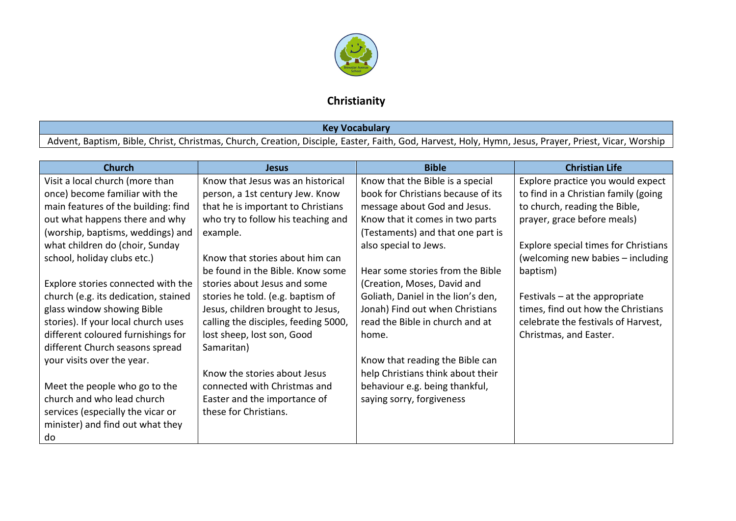# Christianity

| Key Vocabulary |
| --- |
| Advent, Baptism, Bible, Christ, Christmas, Church, Creation, Disciple, Easter, Faith, God, Harvest, Holy, Hymn, Jesus, Prayer, Priest, Vicar, Worship |

| Church | Jesus | Bible | Christian Life |
| --- | --- | --- | --- |
| Visit a local church (more than once) become familiar with the main features of the building: find out what happens there and why (worship, baptisms, weddings) and what children do (choir, Sunday school, holiday clubs etc.)<br><br>Explore stories connected with the church (e.g. its dedication, stained glass window showing Bible stories). If your local church uses different coloured furnishings for different Church seasons spread your visits over the year.<br><br>Meet the people who go to the church and who lead church services (especially the vicar or minister) and find out what they do | Know that Jesus was an historical person, a 1st century Jew. Know that he is important to Christians who try to follow his teaching and example.<br><br>Know that stories about him can be found in the Bible. Know some stories about Jesus and some stories he told. (e.g. baptism of Jesus, children brought to Jesus, calling the disciples, feeding 5000, lost sheep, lost son, Good Samaritan)<br><br>Know the stories about Jesus connected with Christmas and Easter and the importance of these for Christians. | Know that the Bible is a special book for Christians because of its message about God and Jesus. Know that it comes in two parts (Testaments) and that one part is also special to Jews.<br><br>Hear some stories from the Bible (Creation, Moses, David and Goliath, Daniel in the lion's den, Jonah) Find out when Christians read the Bible in church and at home.<br><br>Know that reading the Bible can help Christians think about their behaviour e.g. being thankful, saying sorry, forgiveness | Explore practice you would expect to find in a Christian family (going to church, reading the Bible, prayer, grace before meals)<br><br>Explore special times for Christians (welcoming new babies – including baptism)<br><br>Festivals – at the appropriate times, find out how the Christians celebrate the festivals of Harvest, Christmas, and Easter. |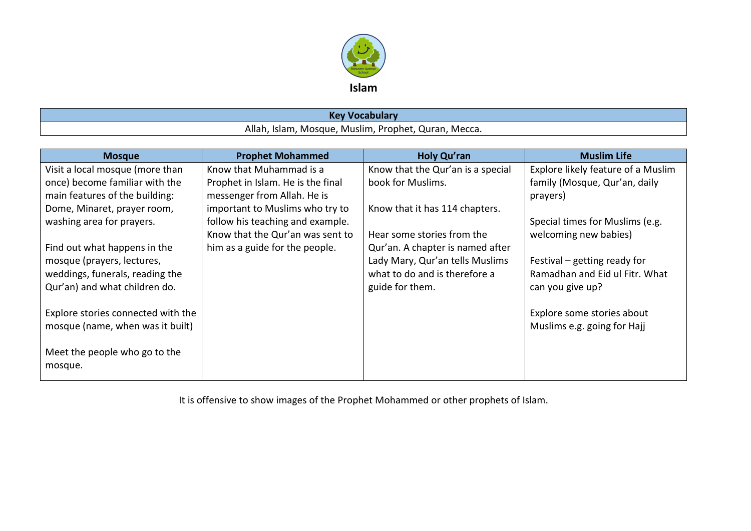# Islam

| Key Vocabulary |
|---|
| Allah, Islam, Mosque, Muslim, Prophet, Quran, Mecca. |

| Mosque | Prophet Mohammed | Holy Qu'ran | Muslim Life |
|---|---|---|---|
| Visit a local mosque (more than once) become familiar with the main features of the building: Dome, Minaret, prayer room, washing area for prayers.<br><br>Find out what happens in the mosque (prayers, lectures, weddings, funerals, reading the Qur'an) and what children do.<br><br>Explore stories connected with the mosque (name, when was it built)<br><br>Meet the people who go to the mosque. | Know that Muhammad is a Prophet in Islam. He is the final messenger from Allah. He is important to Muslims who try to follow his teaching and example. Know that the Qur'an was sent to him as a guide for the people. | Know that the Qur'an is a special book for Muslims.<br><br>Know that it has 114 chapters.<br><br>Hear some stories from the Qur'an. A chapter is named after Lady Mary, Qur'an tells Muslims what to do and is therefore a guide for them. | Explore likely feature of a Muslim family (Mosque, Qur'an, daily prayers)<br><br>Special times for Muslims (e.g. welcoming new babies)<br><br>Festival – getting ready for Ramadhan and Eid ul Fitr. What can you give up?<br><br>Explore some stories about Muslims e.g. going for Hajj |

It is offensive to show images of the Prophet Mohammed or other prophets of Islam.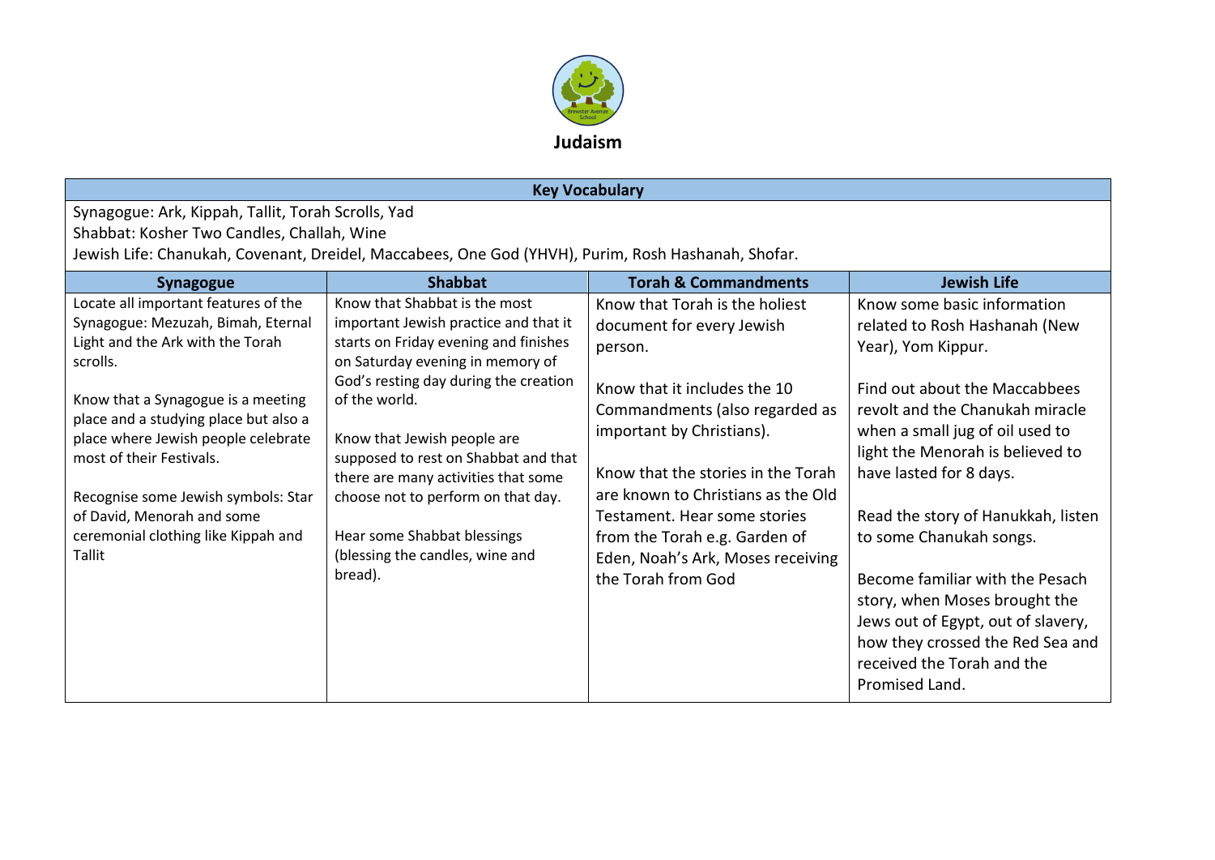# Judaism

| Key Vocabulary | | | |
|---|---|---|---|
| Synagogue: Ark, Kippah, Tallit, Torah Scrolls, Yad<br>Shabbat: Kosher Two Candles, Challah, Wine<br>Jewish Life: Chanukah, Covenant, Dreidel, Maccabees, One God (YHVH), Purim, Rosh Hashanah, Shofar. | | | |

| Synagogue | Shabbat | Torah & Commandments | Jewish Life |
|---|---|---|---|
| Locate all important features of the Synagogue: Mezuzah, Bimah, Eternal Light and the Ark with the Torah scrolls.<br><br>Know that a Synagogue is a meeting place and a studying place but also a place where Jewish people celebrate most of their Festivals.<br><br>Recognise some Jewish symbols: Star of David, Menorah and some ceremonial clothing like Kippah and Tallit | Know that Shabbat is the most important Jewish practice and that it starts on Friday evening and finishes on Saturday evening in memory of God's resting day during the creation of the world.<br><br>Know that Jewish people are supposed to rest on Shabbat and that there are many activities that some choose not to perform on that day.<br><br>Hear some Shabbat blessings (blessing the candles, wine and bread). | Know that Torah is the holiest document for every Jewish person.<br><br>Know that it includes the 10 Commandments (also regarded as important by Christians).<br><br>Know that the stories in the Torah are known to Christians as the Old Testament. Hear some stories from the Torah e.g. Garden of Eden, Noah's Ark, Moses receiving the Torah from God | Know some basic information related to Rosh Hashanah (New Year), Yom Kippur.<br><br>Find out about the Maccabbees revolt and the Chanukah miracle when a small jug of oil used to light the Menorah is believed to have lasted for 8 days.<br><br>Read the story of Hanukkah, listen to some Chanukah songs.<br><br>Become familiar with the Pesach story, when Moses brought the Jews out of Egypt, out of slavery, how they crossed the Red Sea and received the Torah and the Promised Land. |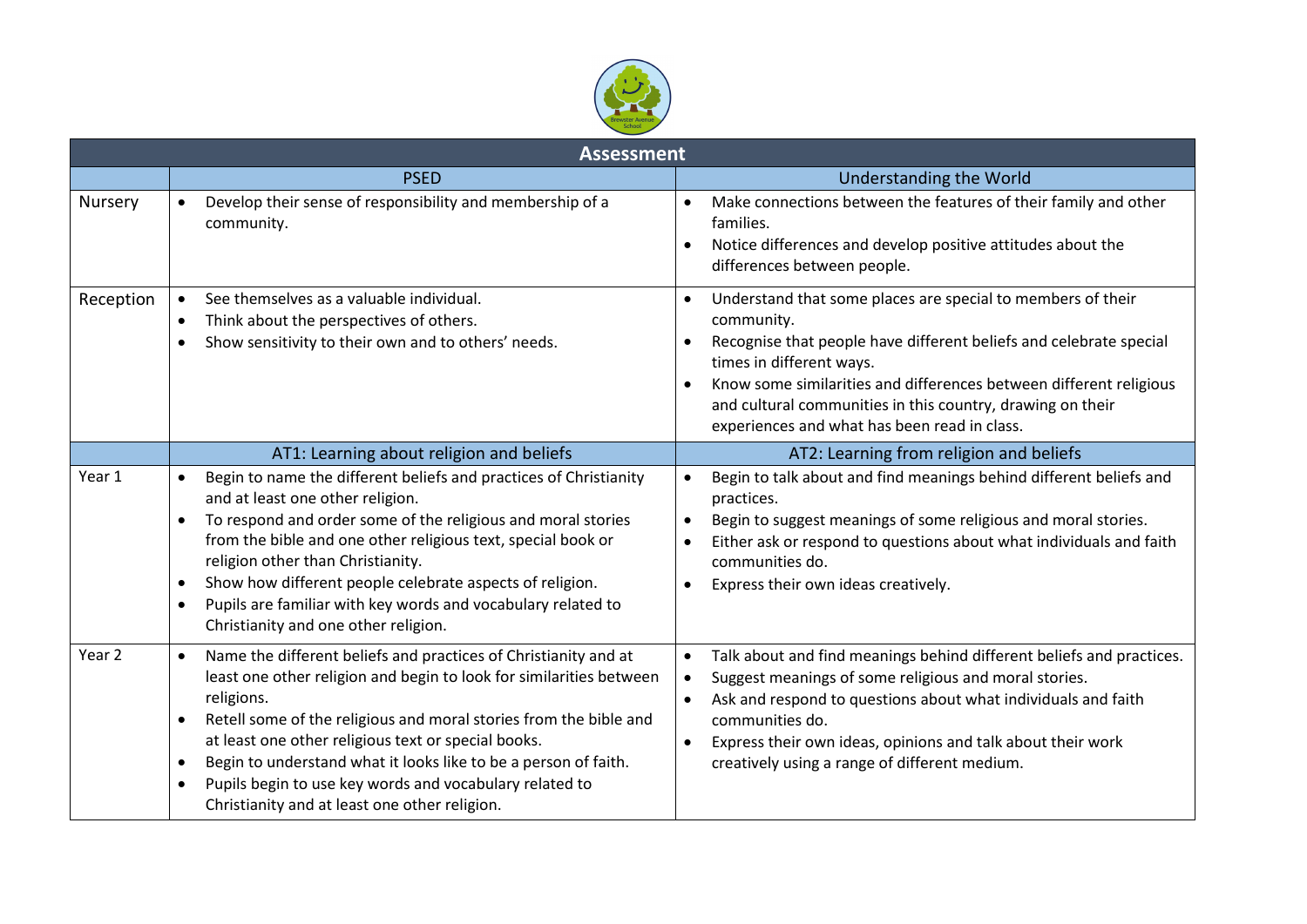| Assessment | | |
|---|---|---|
| | PSED | Understanding the World |
| Nursery | • Develop their sense of responsibility and membership of a community. | • Make connections between the features of their family and other families.<br>• Notice differences and develop positive attitudes about the differences between people. |
| Reception | • See themselves as a valuable individual.<br>• Think about the perspectives of others.<br>• Show sensitivity to their own and to others' needs. | • Understand that some places are special to members of their community.<br>• Recognise that people have different beliefs and celebrate special times in different ways.<br>• Know some similarities and differences between different religious and cultural communities in this country, drawing on their experiences and what has been read in class. |
| | AT1: Learning about religion and beliefs | AT2: Learning from religion and beliefs |
| Year 1 | • Begin to name the different beliefs and practices of Christianity and at least one other religion.<br>• To respond and order some of the religious and moral stories from the bible and one other religious text, special book or religion other than Christianity.<br>• Show how different people celebrate aspects of religion.<br>• Pupils are familiar with key words and vocabulary related to Christianity and one other religion. | • Begin to talk about and find meanings behind different beliefs and practices.<br>• Begin to suggest meanings of some religious and moral stories.<br>• Either ask or respond to questions about what individuals and faith communities do.<br>• Express their own ideas creatively. |
| Year 2 | • Name the different beliefs and practices of Christianity and at least one other religion and begin to look for similarities between religions.<br>• Retell some of the religious and moral stories from the bible and at least one other religious text or special books.<br>• Begin to understand what it looks like to be a person of faith.<br>• Pupils begin to use key words and vocabulary related to Christianity and at least one other religion. | • Talk about and find meanings behind different beliefs and practices.<br>• Suggest meanings of some religious and moral stories.<br>• Ask and respond to questions about what individuals and faith communities do.<br>• Express their own ideas, opinions and talk about their work creatively using a range of different medium. |